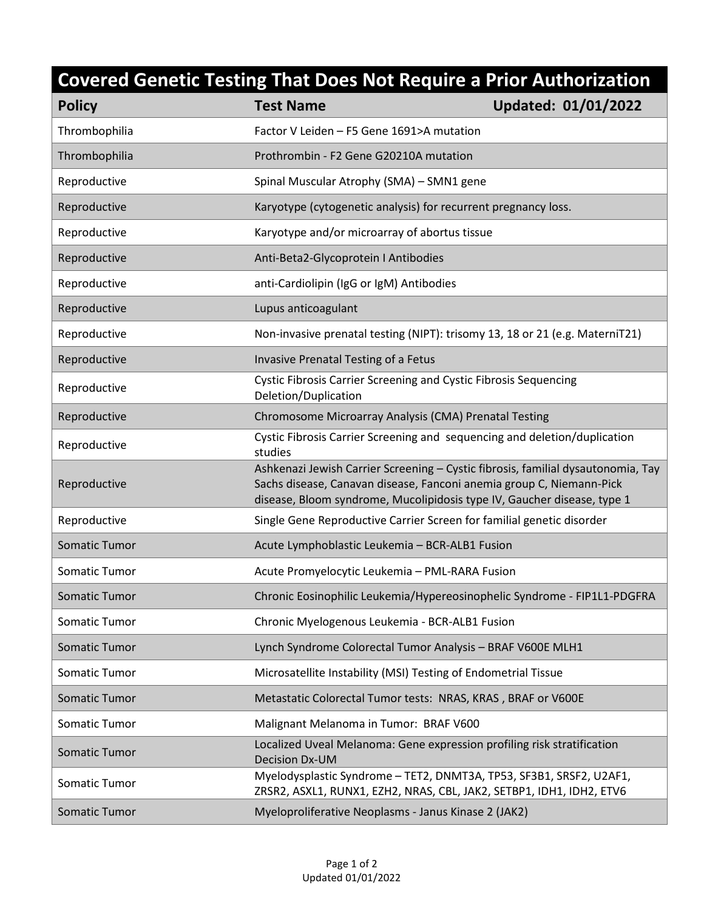# Covered Genetic Testing That Does Not Require a Prior Authorization

| Policy | Test Name | Updated: 01/01/2022 |
|---|---|---|
| Thrombophilia | Factor V Leiden – F5 Gene 1691>A mutation | |
| Thrombophilia | Prothrombin - F2 Gene G20210A mutation | |
| Reproductive | Spinal Muscular Atrophy (SMA) – SMN1 gene | |
| Reproductive | Karyotype (cytogenetic analysis) for recurrent pregnancy loss. | |
| Reproductive | Karyotype and/or microarray of abortus tissue | |
| Reproductive | Anti-Beta2-Glycoprotein I Antibodies | |
| Reproductive | anti-Cardiolipin (IgG or IgM) Antibodies | |
| Reproductive | Lupus anticoagulant | |
| Reproductive | Non-invasive prenatal testing (NIPT): trisomy 13, 18 or 21 (e.g. MaterniT21) | |
| Reproductive | Invasive Prenatal Testing of a Fetus | |
| Reproductive | Cystic Fibrosis Carrier Screening and Cystic Fibrosis Sequencing Deletion/Duplication | |
| Reproductive | Chromosome Microarray Analysis (CMA) Prenatal Testing | |
| Reproductive | Cystic Fibrosis Carrier Screening and sequencing and deletion/duplication studies | |
| Reproductive | Ashkenazi Jewish Carrier Screening – Cystic fibrosis, familial dysautonomia, Tay Sachs disease, Canavan disease, Fanconi anemia group C, Niemann-Pick disease, Bloom syndrome, Mucolipidosis type IV, Gaucher disease, type 1 | |
| Reproductive | Single Gene Reproductive Carrier Screen for familial genetic disorder | |
| Somatic Tumor | Acute Lymphoblastic Leukemia – BCR-ALB1 Fusion | |
| Somatic Tumor | Acute Promyelocytic Leukemia – PML-RARA Fusion | |
| Somatic Tumor | Chronic Eosinophilic Leukemia/Hypereosinophelic Syndrome - FIP1L1-PDGFRA | |
| Somatic Tumor | Chronic Myelogenous Leukemia - BCR-ALB1 Fusion | |
| Somatic Tumor | Lynch Syndrome Colorectal Tumor Analysis – BRAF V600E MLH1 | |
| Somatic Tumor | Microsatellite Instability (MSI) Testing of Endometrial Tissue | |
| Somatic Tumor | Metastatic Colorectal Tumor tests: NRAS, KRAS , BRAF or V600E | |
| Somatic Tumor | Malignant Melanoma in Tumor: BRAF V600 | |
| Somatic Tumor | Localized Uveal Melanoma: Gene expression profiling risk stratification Decision Dx-UM | |
| Somatic Tumor | Myelodysplastic Syndrome – TET2, DNMT3A, TP53, SF3B1, SRSF2, U2AF1, ZRSR2, ASXL1, RUNX1, EZH2, NRAS, CBL, JAK2, SETBP1, IDH1, IDH2, ETV6 | |
| Somatic Tumor | Myeloproliferative Neoplasms - Janus Kinase 2 (JAK2) | |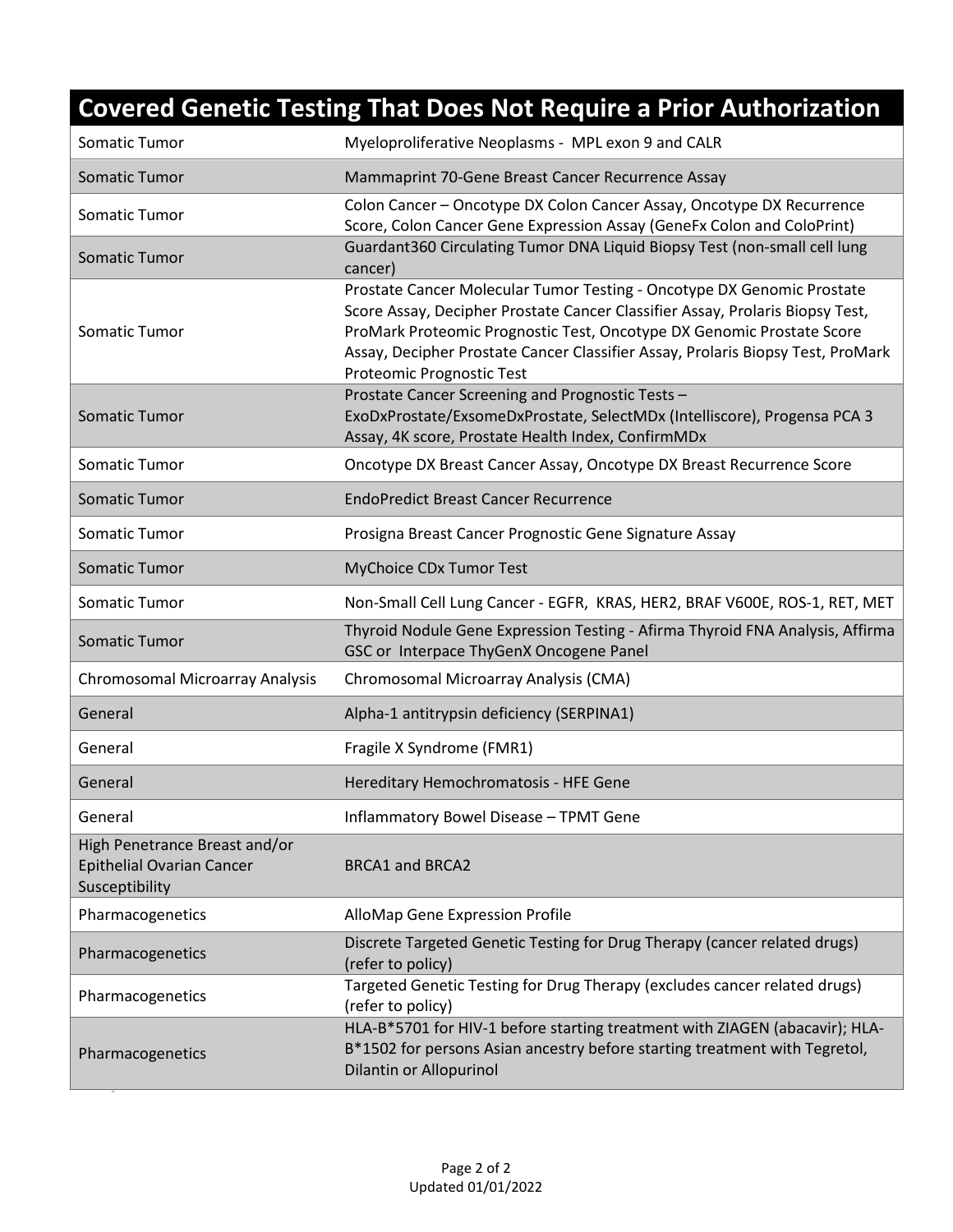# Covered Genetic Testing That Does Not Require a Prior Authorization

| | |
|---|---|
| Somatic Tumor | Myeloproliferative Neoplasms - MPL exon 9 and CALR |
| Somatic Tumor | Mammaprint 70-Gene Breast Cancer Recurrence Assay |
| Somatic Tumor | Colon Cancer – Oncotype DX Colon Cancer Assay, Oncotype DX Recurrence Score, Colon Cancer Gene Expression Assay (GeneFx Colon and ColoPrint) |
| Somatic Tumor | Guardant360 Circulating Tumor DNA Liquid Biopsy Test (non-small cell lung cancer) |
| Somatic Tumor | Prostate Cancer Molecular Tumor Testing - Oncotype DX Genomic Prostate Score Assay, Decipher Prostate Cancer Classifier Assay, Prolaris Biopsy Test, ProMark Proteomic Prognostic Test, Oncotype DX Genomic Prostate Score Assay, Decipher Prostate Cancer Classifier Assay, Prolaris Biopsy Test, ProMark Proteomic Prognostic Test |
| Somatic Tumor | Prostate Cancer Screening and Prognostic Tests – ExoDxProstate/ExsomeDxProstate, SelectMDx (Intelliscore), Progensa PCA 3 Assay, 4K score, Prostate Health Index, ConfirmMDx |
| Somatic Tumor | Oncotype DX Breast Cancer Assay, Oncotype DX Breast Recurrence Score |
| Somatic Tumor | EndoPredict Breast Cancer Recurrence |
| Somatic Tumor | Prosigna Breast Cancer Prognostic Gene Signature Assay |
| Somatic Tumor | MyChoice CDx Tumor Test |
| Somatic Tumor | Non-Small Cell Lung Cancer - EGFR, KRAS, HER2, BRAF V600E, ROS-1, RET, MET |
| Somatic Tumor | Thyroid Nodule Gene Expression Testing - Afirma Thyroid FNA Analysis, Affirma GSC or Interpace ThyGenX Oncogene Panel |
| Chromosomal Microarray Analysis | Chromosomal Microarray Analysis (CMA) |
| General | Alpha-1 antitrypsin deficiency (SERPINA1) |
| General | Fragile X Syndrome (FMR1) |
| General | Hereditary Hemochromatosis - HFE Gene |
| General | Inflammatory Bowel Disease – TPMT Gene |
| High Penetrance Breast and/or Epithelial Ovarian Cancer Susceptibility | BRCA1 and BRCA2 |
| Pharmacogenetics | AlloMap Gene Expression Profile |
| Pharmacogenetics | Discrete Targeted Genetic Testing for Drug Therapy (cancer related drugs) (refer to policy) |
| Pharmacogenetics | Targeted Genetic Testing for Drug Therapy (excludes cancer related drugs) (refer to policy) |
| Pharmacogenetics | HLA-B*5701 for HIV-1 before starting treatment with ZIAGEN (abacavir); HLA-B*1502 for persons Asian ancestry before starting treatment with Tegretol, Dilantin or Allopurinol |

Updated 01/01/2022